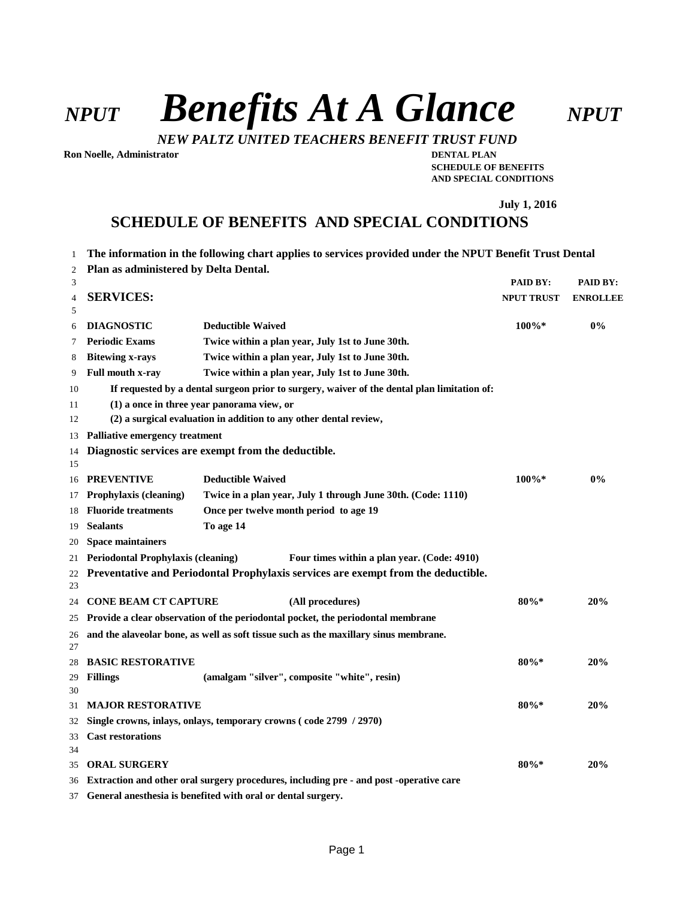# *NPUT* *Benefits At A Glance* *NPUT*

*NEW PALTZ UNITED TEACHERS BENEFIT TRUST FUND*

**Ron Noelle, Administrator**

**DENTAL PLAN**
**SCHEDULE OF BENEFITS**
**AND SPECIAL CONDITIONS**

**July 1, 2016**

## SCHEDULE OF BENEFITS AND SPECIAL CONDITIONS

**The information in the following chart applies to services provided under the NPUT Benefit Trust Dental Plan as administered by Delta Dental.**

| **SERVICES:** | | **PAID BY: NPUT TRUST** | **PAID BY: ENROLLEE** |
|---|---|---|---|
| **DIAGNOSTIC** | **Deductible Waived** | **100%*** | **0%** |
| **Periodic Exams** | **Twice within a plan year, July 1st to June 30th.** | | |
| **Bitewing x-rays** | **Twice within a plan year, July 1st to June 30th.** | | |
| **Full mouth x-ray** | **Twice within a plan year, July 1st to June 30th.** | | |
| **If requested by a dental surgeon prior to surgery, waiver of the dental plan limitation of:** | | | |
| **(1) a once in three year panorama view, or** | | | |
| **(2) a surgical evaluation in addition to any other dental review,** | | | |
| **Palliative emergency treatment** | | | |
| **Diagnostic services are exempt from the deductible.** | | | |
| | | | |
| **PREVENTIVE** | **Deductible Waived** | **100%*** | **0%** |
| **Prophylaxis (cleaning)** | **Twice in a plan year, July 1 through June 30th. (Code: 1110)** | | |
| **Fluoride treatments** | **Once per twelve month period to age 19** | | |
| **Sealants** | **To age 14** | | |
| **Space maintainers** | | | |
| **Periodontal Prophylaxis (cleaning)** | **Four times within a plan year. (Code: 4910)** | | |
| **Preventative and Periodontal Prophylaxis services are exempt from the deductible.** | | | |
| | | | |
| **CONE BEAM CT CAPTURE** | **(All procedures)** | **80%*** | **20%** |
| **Provide a clear observation of the periodontal pocket, the periodontal membrane and the alaveolar bone, as well as soft tissue such as the maxillary sinus membrane.** | | | |
| | | | |
| **BASIC RESTORATIVE** | | **80%*** | **20%** |
| **Fillings** | **(amalgam "silver", composite "white", resin)** | | |
| | | | |
| **MAJOR RESTORATIVE** | | **80%*** | **20%** |
| **Single crowns, inlays, onlays, temporary crowns ( code 2799 / 2970)** | | | |
| **Cast restorations** | | | |
| | | | |
| **ORAL SURGERY** | | **80%*** | **20%** |
| **Extraction and other oral surgery procedures, including pre - and post -operative care** | | | |
| **General anesthesia is benefited with oral or dental surgery.** | | | |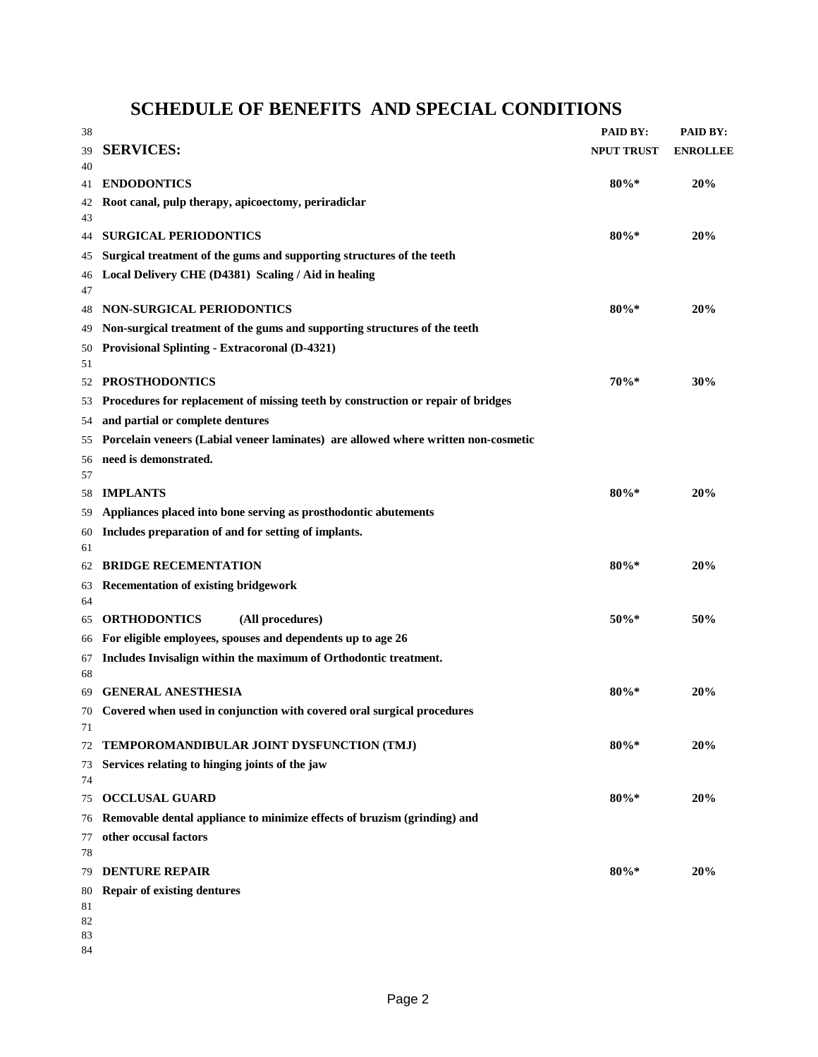# SCHEDULE OF BENEFITS AND SPECIAL CONDITIONS

| SERVICES: | PAID BY: NPUT TRUST | PAID BY: ENROLLEE |
|---|---|---|
| **ENDODONTICS** | 80%* | 20% |
| Root canal, pulp therapy, apicoectomy, periradiclar | | |
| **SURGICAL PERIODONTICS** | 80%* | 20% |
| Surgical treatment of the gums and supporting structures of the teeth | | |
| Local Delivery CHE (D4381) Scaling / Aid in healing | | |
| **NON-SURGICAL PERIODONTICS** | 80%* | 20% |
| Non-surgical treatment of the gums and supporting structures of the teeth | | |
| Provisional Splinting - Extracoronal (D-4321) | | |
| **PROSTHODONTICS** | 70%* | 30% |
| Procedures for replacement of missing teeth by construction or repair of bridges and partial or complete dentures | | |
| Porcelain veneers (Labial veneer laminates) are allowed where written non-cosmetic need is demonstrated. | | |
| **IMPLANTS** | 80%* | 20% |
| Appliances placed into bone serving as prosthodontic abutements | | |
| Includes preparation of and for setting of implants. | | |
| **BRIDGE RECEMENTATION** | 80%* | 20% |
| Recementation of existing bridgework | | |
| **ORTHODONTICS** (All procedures) | 50%* | 50% |
| For eligible employees, spouses and dependents up to age 26 | | |
| Includes Invisalign within the maximum of Orthodontic treatment. | | |
| **GENERAL ANESTHESIA** | 80%* | 20% |
| Covered when used in conjunction with covered oral surgical procedures | | |
| **TEMPOROMANDIBULAR JOINT DYSFUNCTION (TMJ)** | 80%* | 20% |
| Services relating to hinging joints of the jaw | | |
| **OCCLUSAL GUARD** | 80%* | 20% |
| Removable dental appliance to minimize effects of bruzism (grinding) and other occusal factors | | |
| **DENTURE REPAIR** | 80%* | 20% |
| Repair of existing dentures | | |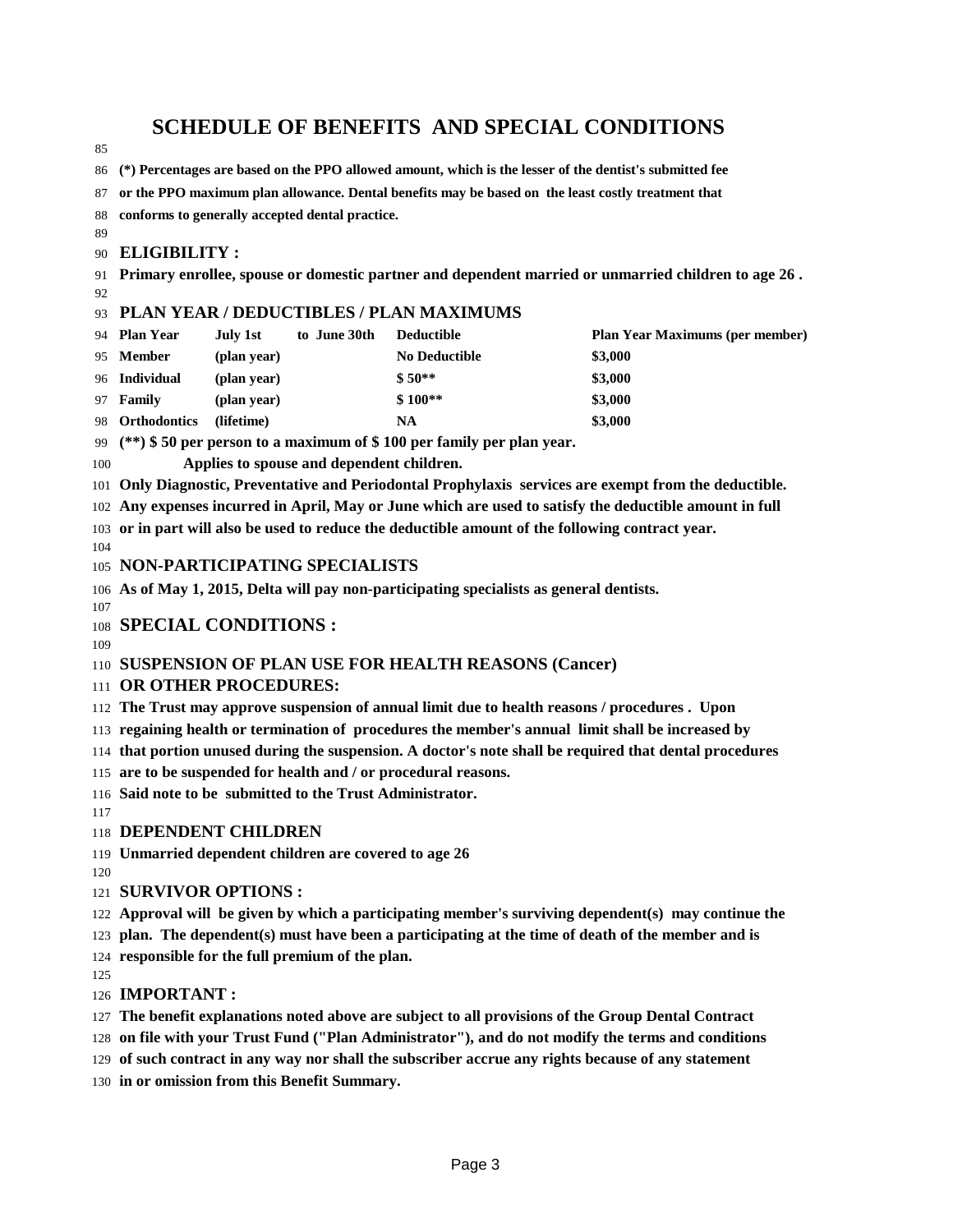# SCHEDULE OF BENEFITS AND SPECIAL CONDITIONS

**(*) Percentages are based on the PPO allowed amount, which is the lesser of the dentist's submitted fee or the PPO maximum plan allowance. Dental benefits may be based on the least costly treatment that conforms to generally accepted dental practice.**

## ELIGIBILITY :

**Primary enrollee, spouse or domestic partner and dependent married or unmarried children to age 26 .**

## PLAN YEAR / DEDUCTIBLES / PLAN MAXIMUMS

| Plan Year | July 1st | to June 30th | Deductible | Plan Year Maximums (per member) |
|---|---|---|---|---|
| Member | (plan year) | | No Deductible | $3,000 |
| Individual | (plan year) | | $ 50** | $3,000 |
| Family | (plan year) | | $ 100** | $3,000 |
| Orthodontics | (lifetime) | | NA | $3,000 |

**(**) $ 50 per person to a maximum of $ 100 per family per plan year.**

**Applies to spouse and dependent children.**

**Only Diagnostic, Preventative and Periodontal Prophylaxis services are exempt from the deductible.**

**Any expenses incurred in April, May or June which are used to satisfy the deductible amount in full or in part will also be used to reduce the deductible amount of the following contract year.**

## NON-PARTICIPATING SPECIALISTS

**As of May 1, 2015, Delta will pay non-participating specialists as general dentists.**

## SPECIAL CONDITIONS :

### SUSPENSION OF PLAN USE FOR HEALTH REASONS (Cancer) OR OTHER PROCEDURES:

**The Trust may approve suspension of annual limit due to health reasons / procedures . Upon regaining health or termination of procedures the member's annual limit shall be increased by that portion unused during the suspension. A doctor's note shall be required that dental procedures are to be suspended for health and / or procedural reasons.**

**Said note to be submitted to the Trust Administrator.**

### DEPENDENT CHILDREN

**Unmarried dependent children are covered to age 26**

### SURVIVOR OPTIONS :

**Approval will be given by which a participating member's surviving dependent(s) may continue the plan. The dependent(s) must have been a participating at the time of death of the member and is responsible for the full premium of the plan.**

### IMPORTANT :

**The benefit explanations noted above are subject to all provisions of the Group Dental Contract on file with your Trust Fund ("Plan Administrator"), and do not modify the terms and conditions of such contract in any way nor shall the subscriber accrue any rights because of any statement in or omission from this Benefit Summary.**